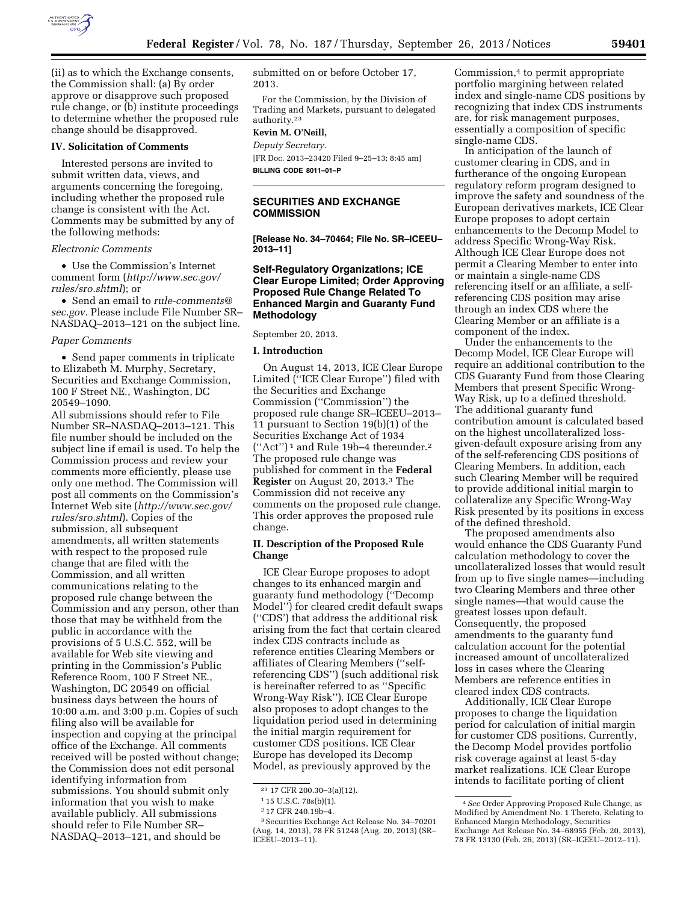(ii) as to which the Exchange consents, the Commission shall: (a) By order approve or disapprove such proposed rule change, or (b) institute proceedings to determine whether the proposed rule change should be disapproved.

## IV. Solicitation of Comments

Interested persons are invited to submit written data, views, and arguments concerning the foregoing, including whether the proposed rule change is consistent with the Act. Comments may be submitted by any of the following methods:

*Electronic Comments*

- Use the Commission's Internet comment form (*http://www.sec.gov/rules/sro.shtml*); or
- Send an email to *rule-comments@sec.gov*. Please include File Number SR–NASDAQ–2013–121 on the subject line.

*Paper Comments*

- Send paper comments in triplicate to Elizabeth M. Murphy, Secretary, Securities and Exchange Commission, 100 F Street NE., Washington, DC 20549–1090.

All submissions should refer to File Number SR–NASDAQ–2013–121. This file number should be included on the subject line if email is used. To help the Commission process and review your comments more efficiently, please use only one method. The Commission will post all comments on the Commission's Internet Web site (*http://www.sec.gov/rules/sro.shtml*). Copies of the submission, all subsequent amendments, all written statements with respect to the proposed rule change that are filed with the Commission, and all written communications relating to the proposed rule change between the Commission and any person, other than those that may be withheld from the public in accordance with the provisions of 5 U.S.C. 552, will be available for Web site viewing and printing in the Commission's Public Reference Room, 100 F Street NE., Washington, DC 20549 on official business days between the hours of 10:00 a.m. and 3:00 p.m. Copies of such filing also will be available for inspection and copying at the principal office of the Exchange. All comments received will be posted without change; the Commission does not edit personal identifying information from submissions. You should submit only information that you wish to make available publicly. All submissions should refer to File Number SR–NASDAQ–2013–121, and should be submitted on or before October 17, 2013.

For the Commission, by the Division of Trading and Markets, pursuant to delegated authority.[23]

**Kevin M. O'Neill,**

*Deputy Secretary.*

[FR Doc. 2013–23420 Filed 9–25–13; 8:45 am]

**BILLING CODE 8011–01–P**

---

## SECURITIES AND EXCHANGE COMMISSION

**[Release No. 34–70464; File No. SR–ICEEU–2013–11]**

### Self-Regulatory Organizations; ICE Clear Europe Limited; Order Approving Proposed Rule Change Related To Enhanced Margin and Guaranty Fund Methodology

September 20, 2013.

## I. Introduction

On August 14, 2013, ICE Clear Europe Limited (''ICE Clear Europe'') filed with the Securities and Exchange Commission (''Commission'') the proposed rule change SR–ICEEU–2013–11 pursuant to Section 19(b)(1) of the Securities Exchange Act of 1934 (''Act'')[1] and Rule 19b–4 thereunder.[2] The proposed rule change was published for comment in the **Federal Register** on August 20, 2013.[3] The Commission did not receive any comments on the proposed rule change. This order approves the proposed rule change.

## II. Description of the Proposed Rule Change

ICE Clear Europe proposes to adopt changes to its enhanced margin and guaranty fund methodology (''Decomp Model'') for cleared credit default swaps (''CDS') that address the additional risk arising from the fact that certain cleared index CDS contracts include as reference entities Clearing Members or affiliates of Clearing Members (''self-referencing CDS'') (such additional risk is hereinafter referred to as ''Specific Wrong-Way Risk''). ICE Clear Europe also proposes to adopt changes to the liquidation period used in determining the initial margin requirement for customer CDS positions. ICE Clear Europe has developed its Decomp Model, as previously approved by the Commission,[4] to permit appropriate portfolio margining between related index and single-name CDS positions by recognizing that index CDS instruments are, for risk management purposes, essentially a composition of specific single-name CDS.

In anticipation of the launch of customer clearing in CDS, and in furtherance of the ongoing European regulatory reform program designed to improve the safety and soundness of the European derivatives markets, ICE Clear Europe proposes to adopt certain enhancements to the Decomp Model to address Specific Wrong-Way Risk. Although ICE Clear Europe does not permit a Clearing Member to enter into or maintain a single-name CDS referencing itself or an affiliate, a self-referencing CDS position may arise through an index CDS where the Clearing Member or an affiliate is a component of the index.

Under the enhancements to the Decomp Model, ICE Clear Europe will require an additional contribution to the CDS Guaranty Fund from those Clearing Members that present Specific Wrong-Way Risk, up to a defined threshold. The additional guaranty fund contribution amount is calculated based on the highest uncollateralized loss-given-default exposure arising from any of the self-referencing CDS positions of Clearing Members. In addition, each such Clearing Member will be required to provide additional initial margin to collateralize any Specific Wrong-Way Risk presented by its positions in excess of the defined threshold.

The proposed amendments also would enhance the CDS Guaranty Fund calculation methodology to cover the uncollateralized losses that would result from up to five single names—including two Clearing Members and three other single names—that would cause the greatest losses upon default. Consequently, the proposed amendments to the guaranty fund calculation account for the potential increased amount of uncollateralized loss in cases where the Clearing Members are reference entities in cleared index CDS contracts.

Additionally, ICE Clear Europe proposes to change the liquidation period for calculation of initial margin for customer CDS positions. Currently, the Decomp Model provides portfolio risk coverage against at least 5-day market realizations. ICE Clear Europe intends to facilitate porting of client

---

[23] 17 CFR 200.30–3(a)(12).

[1] 15 U.S.C. 78s(b)(1).

[2] 17 CFR 240.19b–4.

[3] Securities Exchange Act Release No. 34–70201 (Aug. 14, 2013), 78 FR 51248 (Aug. 20, 2013) (SR–ICEEU–2013–11).

[4] *See* Order Approving Proposed Rule Change, as Modified by Amendment No. 1 Thereto, Relating to Enhanced Margin Methodology, Securities Exchange Act Release No. 34–68955 (Feb. 20, 2013), 78 FR 13130 (Feb. 26, 2013) (SR–ICEEU–2012–11).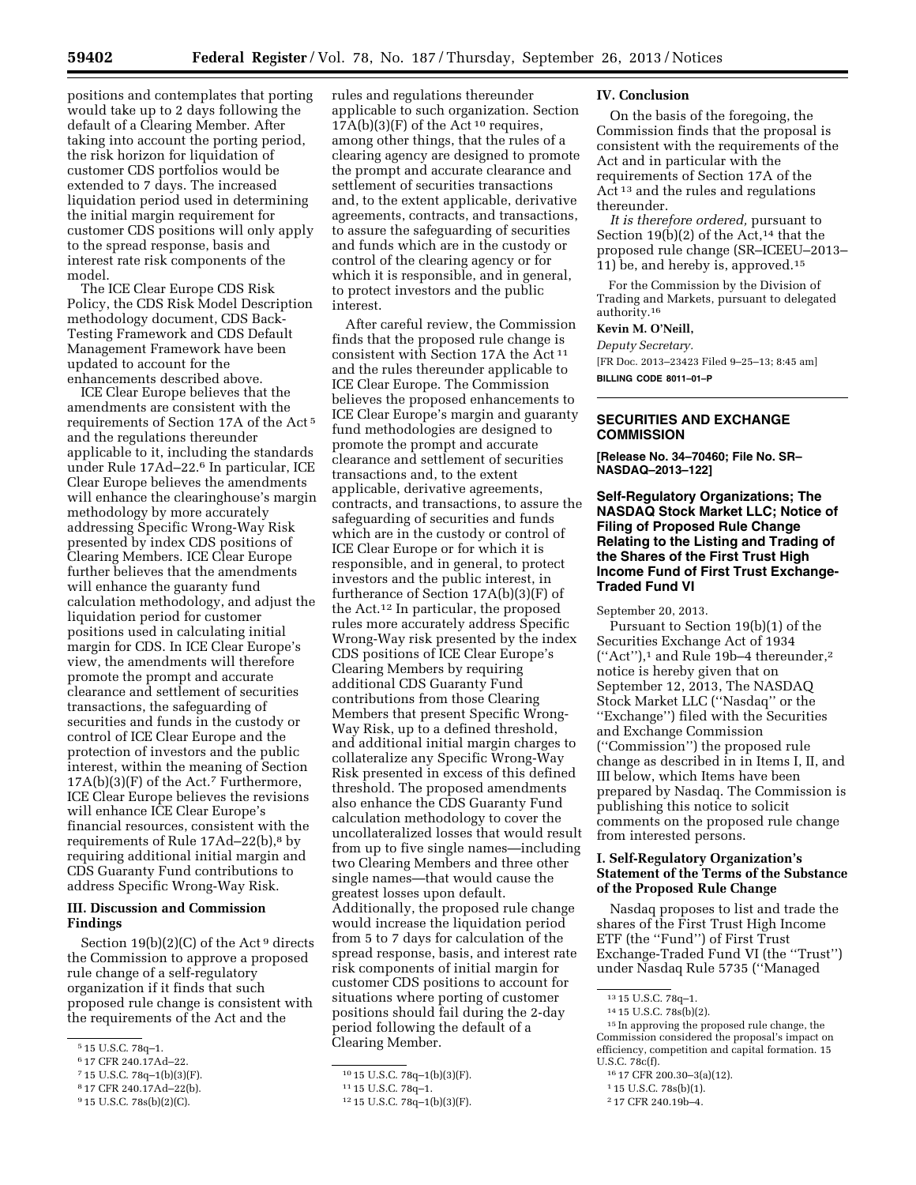positions and contemplates that porting would take up to 2 days following the default of a Clearing Member. After taking into account the porting period, the risk horizon for liquidation of customer CDS portfolios would be extended to 7 days. The increased liquidation period used in determining the initial margin requirement for customer CDS positions will only apply to the spread response, basis and interest rate risk components of the model.

The ICE Clear Europe CDS Risk Policy, the CDS Risk Model Description methodology document, CDS Back-Testing Framework and CDS Default Management Framework have been updated to account for the enhancements described above.

ICE Clear Europe believes that the amendments are consistent with the requirements of Section 17A of the Act [5] and the regulations thereunder applicable to it, including the standards under Rule 17Ad–22.[6] In particular, ICE Clear Europe believes the amendments will enhance the clearinghouse's margin methodology by more accurately addressing Specific Wrong-Way Risk presented by index CDS positions of Clearing Members. ICE Clear Europe further believes that the amendments will enhance the guaranty fund calculation methodology, and adjust the liquidation period for customer positions used in calculating initial margin for CDS. In ICE Clear Europe's view, the amendments will therefore promote the prompt and accurate clearance and settlement of securities transactions, the safeguarding of securities and funds in the custody or control of ICE Clear Europe and the protection of investors and the public interest, within the meaning of Section 17A(b)(3)(F) of the Act.[7] Furthermore, ICE Clear Europe believes the revisions will enhance ICE Clear Europe's financial resources, consistent with the requirements of Rule 17Ad–22(b),[8] by requiring additional initial margin and CDS Guaranty Fund contributions to address Specific Wrong-Way Risk.

## III. Discussion and Commission Findings

Section 19(b)(2)(C) of the Act [9] directs the Commission to approve a proposed rule change of a self-regulatory organization if it finds that such proposed rule change is consistent with the requirements of the Act and the rules and regulations thereunder applicable to such organization. Section 17A(b)(3)(F) of the Act [10] requires, among other things, that the rules of a clearing agency are designed to promote the prompt and accurate clearance and settlement of securities transactions and, to the extent applicable, derivative agreements, contracts, and transactions, to assure the safeguarding of securities and funds which are in the custody or control of the clearing agency or for which it is responsible, and in general, to protect investors and the public interest.

After careful review, the Commission finds that the proposed rule change is consistent with Section 17A the Act [11] and the rules thereunder applicable to ICE Clear Europe. The Commission believes the proposed enhancements to ICE Clear Europe's margin and guaranty fund methodologies are designed to promote the prompt and accurate clearance and settlement of securities transactions and, to the extent applicable, derivative agreements, contracts, and transactions, to assure the safeguarding of securities and funds which are in the custody or control of ICE Clear Europe or for which it is responsible, and in general, to protect investors and the public interest, in furtherance of Section 17A(b)(3)(F) of the Act.[12] In particular, the proposed rules more accurately address Specific Wrong-Way risk presented by the index CDS positions of ICE Clear Europe's Clearing Members by requiring additional CDS Guaranty Fund contributions from those Clearing Members that present Specific Wrong-Way Risk, up to a defined threshold, and additional initial margin charges to collateralize any Specific Wrong-Way Risk presented in excess of this defined threshold. The proposed amendments also enhance the CDS Guaranty Fund calculation methodology to cover the uncollateralized losses that would result from up to five single names—including two Clearing Members and three other single names—that would cause the greatest losses upon default. Additionally, the proposed rule change would increase the liquidation period from 5 to 7 days for calculation of the spread response, basis, and interest rate risk components of initial margin for customer CDS positions to account for situations where porting of customer positions should fail during the 2-day period following the default of a Clearing Member.

## IV. Conclusion

On the basis of the foregoing, the Commission finds that the proposal is consistent with the requirements of the Act and in particular with the requirements of Section 17A of the Act [13] and the rules and regulations thereunder.

*It is therefore ordered,* pursuant to Section 19(b)(2) of the Act,[14] that the proposed rule change (SR–ICEEU–2013–11) be, and hereby is, approved.[15]

For the Commission by the Division of Trading and Markets, pursuant to delegated authority.[16]

**Kevin M. O'Neill,**

*Deputy Secretary.*

[FR Doc. 2013–23423 Filed 9–25–13; 8:45 am]

**BILLING CODE 8011–01–P**

[5] 15 U.S.C. 78q–1.

[6] 17 CFR 240.17Ad–22.

[7] 15 U.S.C. 78q–1(b)(3)(F).

[8] 17 CFR 240.17Ad–22(b).

[9] 15 U.S.C. 78s(b)(2)(C).

[10] 15 U.S.C. 78q–1(b)(3)(F).

[11] 15 U.S.C. 78q–1.

[12] 15 U.S.C. 78q–1(b)(3)(F).

[13] 15 U.S.C. 78q–1.

[14] 15 U.S.C. 78s(b)(2).

[15] In approving the proposed rule change, the Commission considered the proposal's impact on efficiency, competition and capital formation. 15 U.S.C. 78c(f).

[16] 17 CFR 200.30–3(a)(12).

---

## SECURITIES AND EXCHANGE COMMISSION

**[Release No. 34–70460; File No. SR–NASDAQ–2013–122]**

## Self-Regulatory Organizations; The NASDAQ Stock Market LLC; Notice of Filing of Proposed Rule Change Relating to the Listing and Trading of the Shares of the First Trust High Income Fund of First Trust Exchange-Traded Fund VI

September 20, 2013.

Pursuant to Section 19(b)(1) of the Securities Exchange Act of 1934 (''Act''),[1] and Rule 19b–4 thereunder,[2] notice is hereby given that on September 12, 2013, The NASDAQ Stock Market LLC (''Nasdaq'' or the ''Exchange'') filed with the Securities and Exchange Commission (''Commission'') the proposed rule change as described in Items I, II, and III below, which Items have been prepared by Nasdaq. The Commission is publishing this notice to solicit comments on the proposed rule change from interested persons.

## I. Self-Regulatory Organization's Statement of the Terms of the Substance of the Proposed Rule Change

Nasdaq proposes to list and trade the shares of the First Trust High Income ETF (the ''Fund'') of First Trust Exchange-Traded Fund VI (the ''Trust'') under Nasdaq Rule 5735 (''Managed

[1] 15 U.S.C. 78s(b)(1).

[2] 17 CFR 240.19b–4.